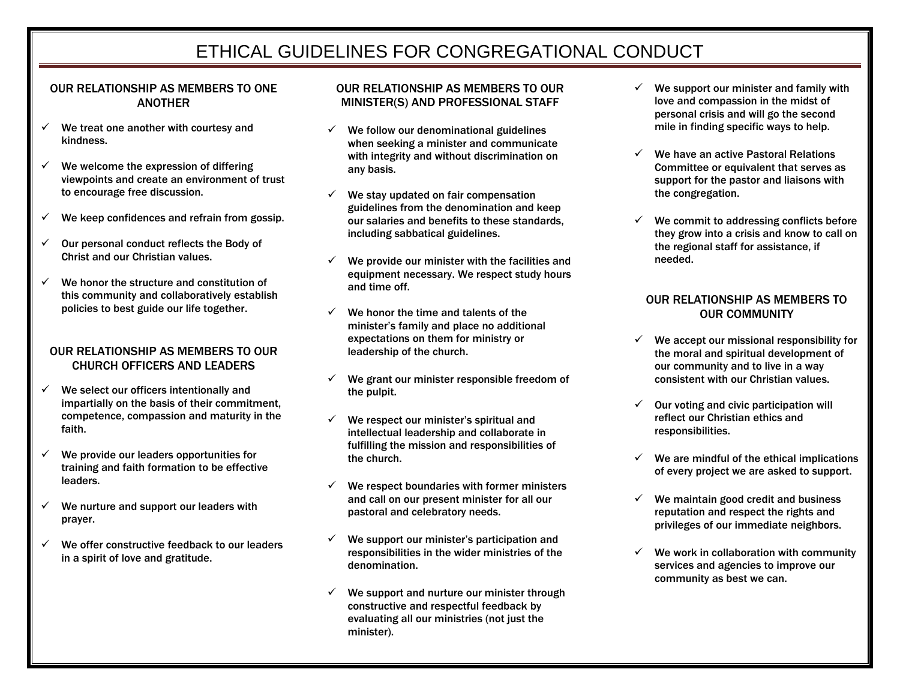# ETHICAL GUIDELINES FOR CONGREGATIONAL CONDUCT

## OUR RELATIONSHIP AS MEMBERS TO ONE ANOTHER

- ✓ We treat one another with courtesy and kindness.
- ✓ We welcome the expression of differing viewpoints and create an environment of trust to encourage free discussion.
- ✓ We keep confidences and refrain from gossip.
- ✓ Our personal conduct reflects the Body of Christ and our Christian values.
- ✓ We honor the structure and constitution of this community and collaboratively establish policies to best guide our life together.

## OUR RELATIONSHIP AS MEMBERS TO OUR CHURCH OFFICERS AND LEADERS

- ✓ We select our officers intentionally and impartially on the basis of their commitment, competence, compassion and maturity in the faith.
- ✓ We provide our leaders opportunities for training and faith formation to be effective leaders.
- ✓ We nurture and support our leaders with prayer.
- ✓ We offer constructive feedback to our leaders in a spirit of love and gratitude.

## OUR RELATIONSHIP AS MEMBERS TO OUR MINISTER(S) AND PROFESSIONAL STAFF

- ✓ We follow our denominational guidelines when seeking a minister and communicate with integrity and without discrimination on any basis.
- ✓ We stay updated on fair compensation guidelines from the denomination and keep our salaries and benefits to these standards, including sabbatical guidelines.
- ✓ We provide our minister with the facilities and equipment necessary. We respect study hours and time off.
- ✓ We honor the time and talents of the minister's family and place no additional expectations on them for ministry or leadership of the church.
- ✓ We grant our minister responsible freedom of the pulpit.
- ✓ We respect our minister's spiritual and intellectual leadership and collaborate in fulfilling the mission and responsibilities of the church.
- ✓ We respect boundaries with former ministers and call on our present minister for all our pastoral and celebratory needs.
- ✓ We support our minister's participation and responsibilities in the wider ministries of the denomination.
- ✓ We support and nurture our minister through constructive and respectful feedback by evaluating all our ministries (not just the minister).
- ✓ We support our minister and family with love and compassion in the midst of personal crisis and will go the second mile in finding specific ways to help.
- ✓ We have an active Pastoral Relations Committee or equivalent that serves as support for the pastor and liaisons with the congregation.
- ✓ We commit to addressing conflicts before they grow into a crisis and know to call on the regional staff for assistance, if needed.

## OUR RELATIONSHIP AS MEMBERS TO OUR COMMUNITY

- ✓ We accept our missional responsibility for the moral and spiritual development of our community and to live in a way consistent with our Christian values.
- ✓ Our voting and civic participation will reflect our Christian ethics and responsibilities.
- ✓ We are mindful of the ethical implications of every project we are asked to support.
- ✓ We maintain good credit and business reputation and respect the rights and privileges of our immediate neighbors.
- ✓ We work in collaboration with community services and agencies to improve our community as best we can.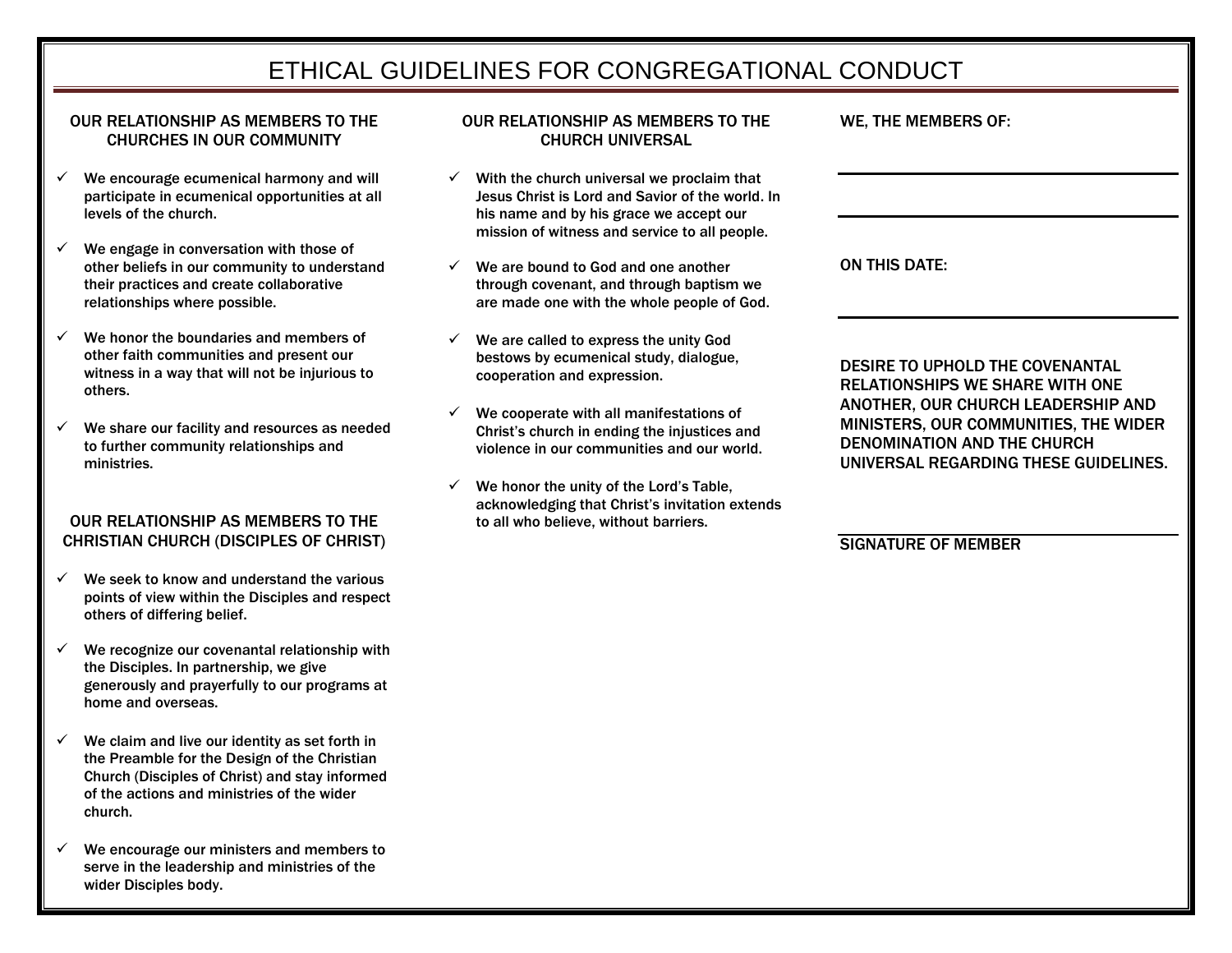# ETHICAL GUIDELINES FOR CONGREGATIONAL CONDUCT

## OUR RELATIONSHIP AS MEMBERS TO THE CHURCHES IN OUR COMMUNITY

- ✓ We encourage ecumenical harmony and will participate in ecumenical opportunities at all levels of the church.
- ✓ We engage in conversation with those of other beliefs in our community to understand their practices and create collaborative relationships where possible.
- ✓ We honor the boundaries and members of other faith communities and present our witness in a way that will not be injurious to others.
- ✓ We share our facility and resources as needed to further community relationships and ministries.

## OUR RELATIONSHIP AS MEMBERS TO THE CHRISTIAN CHURCH (DISCIPLES OF CHRIST)

- ✓ We seek to know and understand the various points of view within the Disciples and respect others of differing belief.
- ✓ We recognize our covenantal relationship with the Disciples. In partnership, we give generously and prayerfully to our programs at home and overseas.
- ✓ We claim and live our identity as set forth in the Preamble for the Design of the Christian Church (Disciples of Christ) and stay informed of the actions and ministries of the wider church.
- ✓ We encourage our ministers and members to serve in the leadership and ministries of the wider Disciples body.

## OUR RELATIONSHIP AS MEMBERS TO THE CHURCH UNIVERSAL

- ✓ With the church universal we proclaim that Jesus Christ is Lord and Savior of the world. In his name and by his grace we accept our mission of witness and service to all people.
- ✓ We are bound to God and one another through covenant, and through baptism we are made one with the whole people of God.
- ✓ We are called to express the unity God bestows by ecumenical study, dialogue, cooperation and expression.
- ✓ We cooperate with all manifestations of Christ's church in ending the injustices and violence in our communities and our world.
- ✓ We honor the unity of the Lord's Table, acknowledging that Christ's invitation extends to all who believe, without barriers.

WE, THE MEMBERS OF:

\_\_\_\_\_\_\_\_\_\_\_\_\_\_\_\_\_\_\_\_\_\_\_\_\_\_\_\_\_\_

\_\_\_\_\_\_\_\_\_\_\_\_\_\_\_\_\_\_\_\_\_\_\_\_\_\_\_\_\_\_

ON THIS DATE:

\_\_\_\_\_\_\_\_\_\_\_\_\_\_\_\_\_\_\_\_\_\_\_\_\_\_\_\_\_\_

DESIRE TO UPHOLD THE COVENANTAL RELATIONSHIPS WE SHARE WITH ONE ANOTHER, OUR CHURCH LEADERSHIP AND MINISTERS, OUR COMMUNITIES, THE WIDER DENOMINATION AND THE CHURCH UNIVERSAL REGARDING THESE GUIDELINES.

\_\_\_\_\_\_\_\_\_\_\_\_\_\_\_\_\_\_\_\_\_\_\_\_\_\_\_\_\_\_

SIGNATURE OF MEMBER